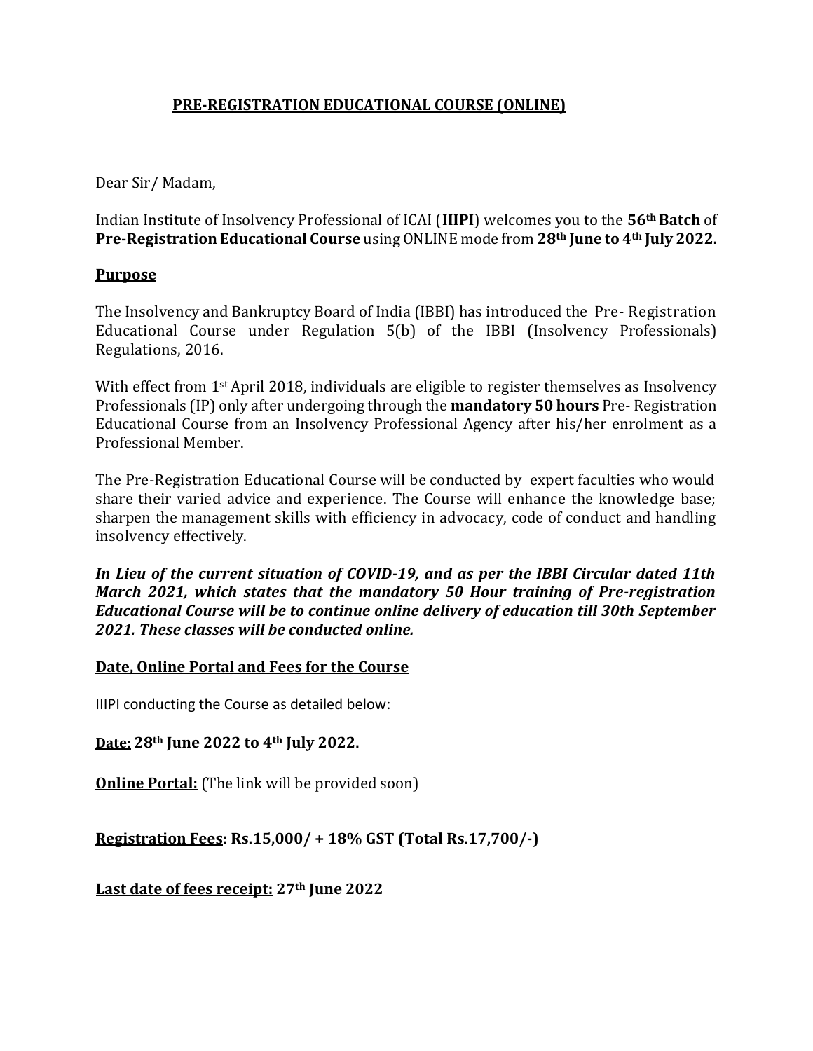# PRE-REGISTRATION EDUCATIONAL COURSE (ONLINE)

Dear Sir/ Madam,

Indian Institute of Insolvency Professional of ICAI (**IIIPI**) welcomes you to the **56th Batch** of **Pre-Registration Educational Course** using ONLINE mode from **28th June to 4th July 2022.**

## Purpose

The Insolvency and Bankruptcy Board of India (IBBI) has introduced the Pre- Registration Educational Course under Regulation 5(b) of the IBBI (Insolvency Professionals) Regulations, 2016.

With effect from 1st April 2018, individuals are eligible to register themselves as Insolvency Professionals (IP) only after undergoing through the **mandatory 50 hours** Pre- Registration Educational Course from an Insolvency Professional Agency after his/her enrolment as a Professional Member.

The Pre-Registration Educational Course will be conducted by expert faculties who would share their varied advice and experience. The Course will enhance the knowledge base; sharpen the management skills with efficiency in advocacy, code of conduct and handling insolvency effectively.

***In Lieu of the current situation of COVID-19, and as per the IBBI Circular dated 11th March 2021, which states that the mandatory 50 Hour training of Pre-registration Educational Course will be to continue online delivery of education till 30th September 2021. These classes will be conducted online.***

## Date, Online Portal and Fees for the Course

IIIPI conducting the Course as detailed below:

**Date: 28th June 2022 to 4th July 2022.**

**Online Portal:** (The link will be provided soon)

**Registration Fees: Rs.15,000/ + 18% GST (Total Rs.17,700/-)**

**Last date of fees receipt: 27th June 2022**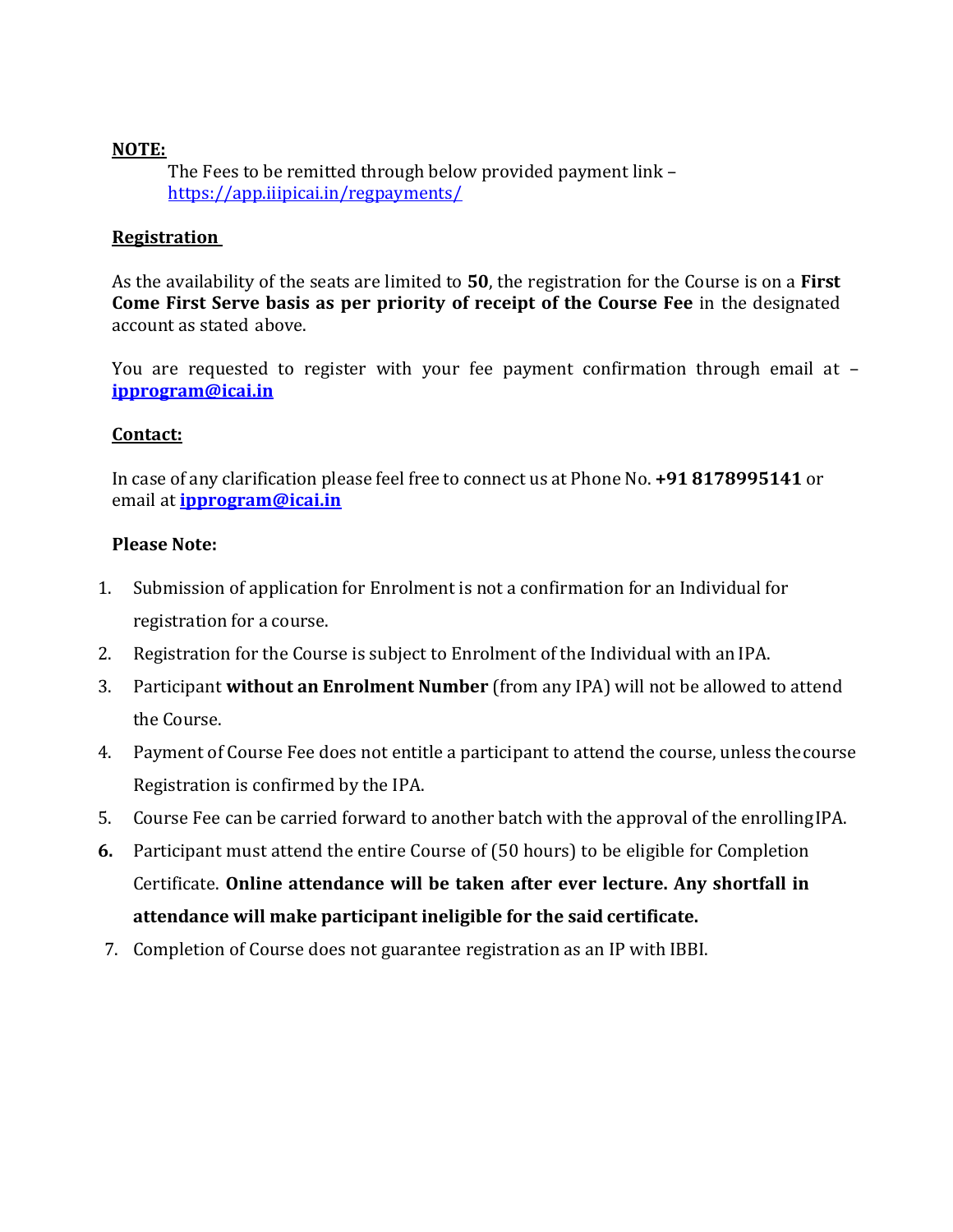**NOTE:**

The Fees to be remitted through below provided payment link – https://app.iiipicai.in/regpayments/

**Registration**

As the availability of the seats are limited to **50**, the registration for the Course is on a **First Come First Serve basis as per priority of receipt of the Course Fee** in the designated account as stated above.

You are requested to register with your fee payment confirmation through email at – **ipprogram@icai.in**

**Contact:**

In case of any clarification please feel free to connect us at Phone No. **+91 8178995141** or email at **ipprogram@icai.in**

**Please Note:**

1. Submission of application for Enrolment is not a confirmation for an Individual for registration for a course.
2. Registration for the Course is subject to Enrolment of the Individual with an IPA.
3. Participant **without an Enrolment Number** (from any IPA) will not be allowed to attend the Course.
4. Payment of Course Fee does not entitle a participant to attend the course, unless the course Registration is confirmed by the IPA.
5. Course Fee can be carried forward to another batch with the approval of the enrolling IPA.
6. Participant must attend the entire Course of (50 hours) to be eligible for Completion Certificate. **Online attendance will be taken after ever lecture. Any shortfall in attendance will make participant ineligible for the said certificate.**
7. Completion of Course does not guarantee registration as an IP with IBBI.